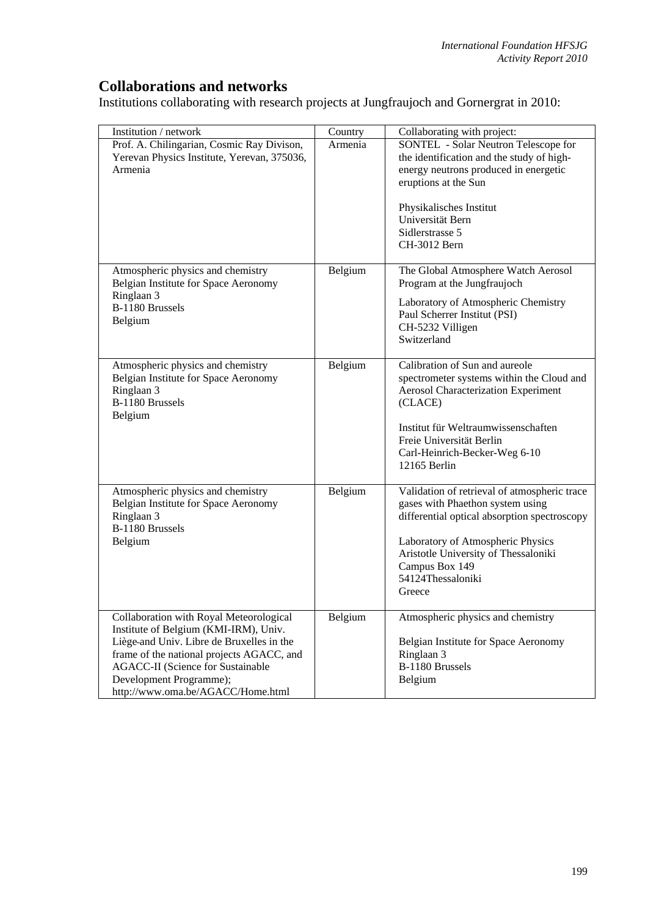## Collaborations and networks

Institutions collaborating with research projects at Jungfraujoch and Gornergrat in 2010:

| Institution / network | Country | Collaborating with project: |
|---|---|---|
| Prof. A. Chilingarian, Cosmic Ray Divison, Yerevan Physics Institute, Yerevan, 375036, Armenia | Armenia | SONTEL - Solar Neutron Telescope for the identification and the study of high-energy neutrons produced in energetic eruptions at the Sun<br><br>Physikalisches Institut<br>Universität Bern<br>Sidlerstrasse 5<br>CH-3012 Bern |
| Atmospheric physics and chemistry<br>Belgian Institute for Space Aeronomy<br>Ringlaan 3<br>B-1180 Brussels<br>Belgium | Belgium | The Global Atmosphere Watch Aerosol Program at the Jungfraujoch<br><br>Laboratory of Atmospheric Chemistry<br>Paul Scherrer Institut (PSI)<br>CH-5232 Villigen<br>Switzerland |
| Atmospheric physics and chemistry<br>Belgian Institute for Space Aeronomy<br>Ringlaan 3<br>B-1180 Brussels<br>Belgium | Belgium | Calibration of Sun and aureole spectrometer systems within the Cloud and Aerosol Characterization Experiment (CLACE)<br><br>Institut für Weltraumwissenschaften<br>Freie Universität Berlin<br>Carl-Heinrich-Becker-Weg 6-10<br>12165 Berlin |
| Atmospheric physics and chemistry<br>Belgian Institute for Space Aeronomy<br>Ringlaan 3<br>B-1180 Brussels<br>Belgium | Belgium | Validation of retrieval of atmospheric trace gases with Phaethon system using differential optical absorption spectroscopy<br><br>Laboratory of Atmospheric Physics<br>Aristotle University of Thessaloniki<br>Campus Box 149<br>54124Thessaloniki<br>Greece |
| Collaboration with Royal Meteorological Institute of Belgium (KMI-IRM), Univ. Liège and Univ. Libre de Bruxelles in the frame of the national projects AGACC, and AGACC-II (Science for Sustainable Development Programme); http://www.oma.be/AGACC/Home.html | Belgium | Atmospheric physics and chemistry<br><br>Belgian Institute for Space Aeronomy<br>Ringlaan 3<br>B-1180 Brussels<br>Belgium |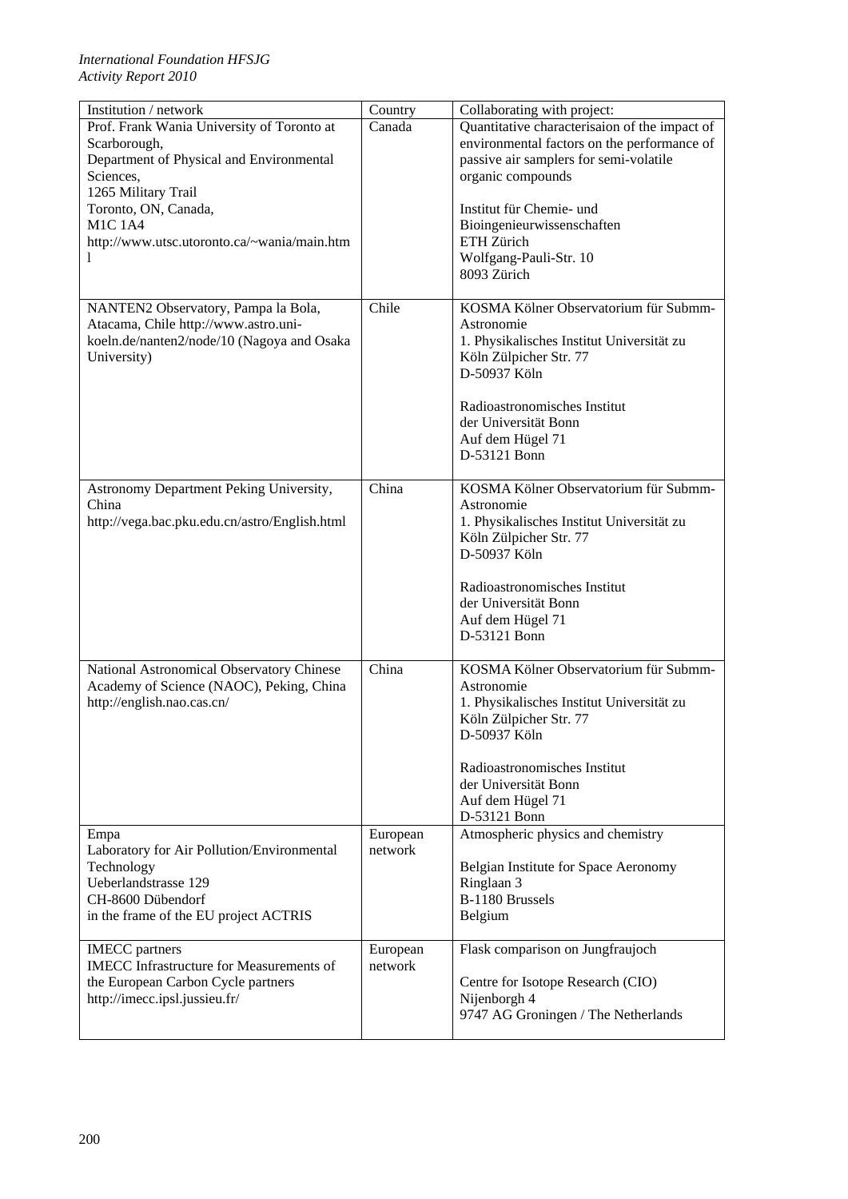| Institution / network | Country | Collaborating with project: |
|---|---|---|
| Prof. Frank Wania University of Toronto at Scarborough,<br>Department of Physical and Environmental Sciences,<br>1265 Military Trail<br>Toronto, ON, Canada,<br>M1C 1A4<br>http://www.utsc.utoronto.ca/~wania/main.html | Canada | Quantitative characterisaion of the impact of environmental factors on the performance of passive air samplers for semi-volatile organic compounds<br><br>Institut für Chemie- und Bioingenieurwissenschaften<br>ETH Zürich<br>Wolfgang-Pauli-Str. 10<br>8093 Zürich |
| NANTEN2 Observatory, Pampa la Bola, Atacama, Chile http://www.astro.uni-koeln.de/nanten2/node/10 (Nagoya and Osaka University) | Chile | KOSMA Kölner Observatorium für Submm-Astronomie<br>1. Physikalisches Institut Universität zu Köln Zülpicher Str. 77<br>D-50937 Köln<br><br>Radioastronomisches Institut<br>der Universität Bonn<br>Auf dem Hügel 71<br>D-53121 Bonn |
| Astronomy Department Peking University, China<br>http://vega.bac.pku.edu.cn/astro/English.html | China | KOSMA Kölner Observatorium für Submm-Astronomie<br>1. Physikalisches Institut Universität zu Köln Zülpicher Str. 77<br>D-50937 Köln<br><br>Radioastronomisches Institut<br>der Universität Bonn<br>Auf dem Hügel 71<br>D-53121 Bonn |
| National Astronomical Observatory Chinese Academy of Science (NAOC), Peking, China<br>http://english.nao.cas.cn/ | China | KOSMA Kölner Observatorium für Submm-Astronomie<br>1. Physikalisches Institut Universität zu Köln Zülpicher Str. 77<br>D-50937 Köln<br><br>Radioastronomisches Institut<br>der Universität Bonn<br>Auf dem Hügel 71<br>D-53121 Bonn |
| Empa<br>Laboratory for Air Pollution/Environmental Technology<br>Ueberlandstrasse 129<br>CH-8600 Dübendorf<br>in the frame of the EU project ACTRIS | European network | Atmospheric physics and chemistry<br><br>Belgian Institute for Space Aeronomy<br>Ringlaan 3<br>B-1180 Brussels<br>Belgium |
| IMECC partners<br>IMECC Infrastructure for Measurements of the European Carbon Cycle partners<br>http://imecc.ipsl.jussieu.fr/ | European network | Flask comparison on Jungfraujoch<br><br>Centre for Isotope Research (CIO)<br>Nijenborgh 4<br>9747 AG Groningen / The Netherlands |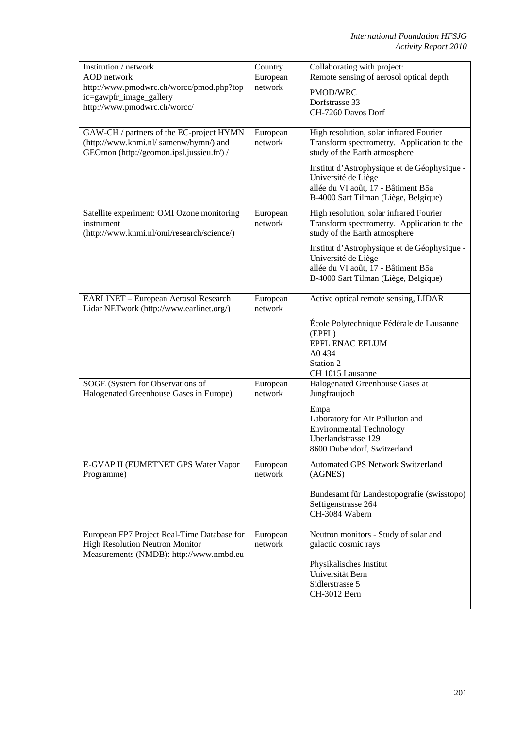| Institution / network | Country | Collaborating with project: |
|---|---|---|
| AOD network<br>http://www.pmodwrc.ch/worcc/pmod.php?topic=gawpfr_image_gallery<br>http://www.pmodwrc.ch/worcc/ | European network | Remote sensing of aerosol optical depth<br><br>PMOD/WRC<br>Dorfstrasse 33<br>CH-7260 Davos Dorf |
| GAW-CH / partners of the EC-project HYMN (http://www.knmi.nl/ samenw/hymn/) and GEOmon (http://geomon.ipsl.jussieu.fr/) / | European network | High resolution, solar infrared Fourier Transform spectrometry. Application to the study of the Earth atmosphere<br><br>Institut d'Astrophysique et de Géophysique - Université de Liège<br>allée du VI août, 17 - Bâtiment B5a<br>B-4000 Sart Tilman (Liège, Belgique) |
| Satellite experiment: OMI Ozone monitoring instrument (http://www.knmi.nl/omi/research/science/) | European network | High resolution, solar infrared Fourier Transform spectrometry. Application to the study of the Earth atmosphere<br><br>Institut d'Astrophysique et de Géophysique - Université de Liège<br>allée du VI août, 17 - Bâtiment B5a<br>B-4000 Sart Tilman (Liège, Belgique) |
| EARLINET – European Aerosol Research Lidar NETwork (http://www.earlinet.org/) | European network | Active optical remote sensing, LIDAR<br><br>École Polytechnique Fédérale de Lausanne (EPFL)<br>EPFL ENAC EFLUM<br>A0 434<br>Station 2<br>CH 1015 Lausanne |
| SOGE (System for Observations of Halogenated Greenhouse Gases in Europe) | European network | Halogenated Greenhouse Gases at Jungfraujoch<br><br>Empa<br>Laboratory for Air Pollution and Environmental Technology<br>Uberlandstrasse 129<br>8600 Dubendorf, Switzerland |
| E-GVAP II (EUMETNET GPS Water Vapor Programme) | European network | Automated GPS Network Switzerland (AGNES)<br><br>Bundesamt für Landestopografie (swisstopo)<br>Seftigenstrasse 264<br>CH-3084 Wabern |
| European FP7 Project Real-Time Database for High Resolution Neutron Monitor Measurements (NMDB): http://www.nmbd.eu | European network | Neutron monitors - Study of solar and galactic cosmic rays<br><br>Physikalisches Institut<br>Universität Bern<br>Sidlerstrasse 5<br>CH-3012 Bern |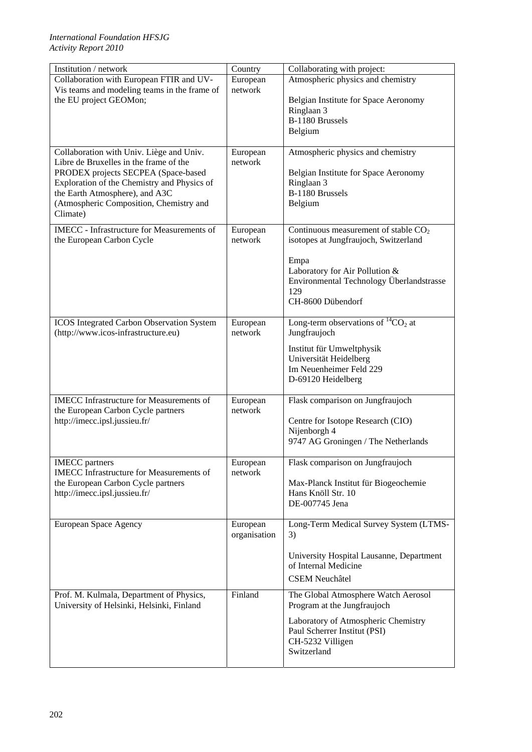| Institution / network | Country | Collaborating with project: |
|---|---|---|
| Collaboration with European FTIR and UV-Vis teams and modeling teams in the frame of the EU project GEOMon; | European network | Atmospheric physics and chemistry<br><br>Belgian Institute for Space Aeronomy<br>Ringlaan 3<br>B-1180 Brussels<br>Belgium |
| Collaboration with Univ. Liège and Univ. Libre de Bruxelles in the frame of the PRODEX projects SECPEA (Space-based Exploration of the Chemistry and Physics of the Earth Atmosphere), and A3C (Atmospheric Composition, Chemistry and Climate) | European network | Atmospheric physics and chemistry<br><br>Belgian Institute for Space Aeronomy<br>Ringlaan 3<br>B-1180 Brussels<br>Belgium |
| IMECC - Infrastructure for Measurements of the European Carbon Cycle | European network | Continuous measurement of stable $CO_2$ isotopes at Jungfraujoch, Switzerland<br><br>Empa<br>Laboratory for Air Pollution & Environmental Technology Überlandstrasse 129<br>CH-8600 Dübendorf |
| ICOS Integrated Carbon Observation System (http://www.icos-infrastructure.eu) | European network | Long-term observations of $^{14}CO_2$ at Jungfraujoch<br><br>Institut für Umweltphysik<br>Universität Heidelberg<br>Im Neuenheimer Feld 229<br>D-69120 Heidelberg |
| IMECC Infrastructure for Measurements of the European Carbon Cycle partners http://imecc.ipsl.jussieu.fr/ | European network | Flask comparison on Jungfraujoch<br><br>Centre for Isotope Research (CIO)<br>Nijenborgh 4<br>9747 AG Groningen / The Netherlands |
| IMECC partners<br>IMECC Infrastructure for Measurements of the European Carbon Cycle partners http://imecc.ipsl.jussieu.fr/ | European network | Flask comparison on Jungfraujoch<br><br>Max-Planck Institut für Biogeochemie<br>Hans Knöll Str. 10<br>DE-007745 Jena |
| European Space Agency | European organisation | Long-Term Medical Survey System (LTMS-3)<br><br>University Hospital Lausanne, Department of Internal Medicine<br>CSEM Neuchâtel |
| Prof. M. Kulmala, Department of Physics, University of Helsinki, Helsinki, Finland | Finland | The Global Atmosphere Watch Aerosol Program at the Jungfraujoch<br><br>Laboratory of Atmospheric Chemistry<br>Paul Scherrer Institut (PSI)<br>CH-5232 Villigen<br>Switzerland |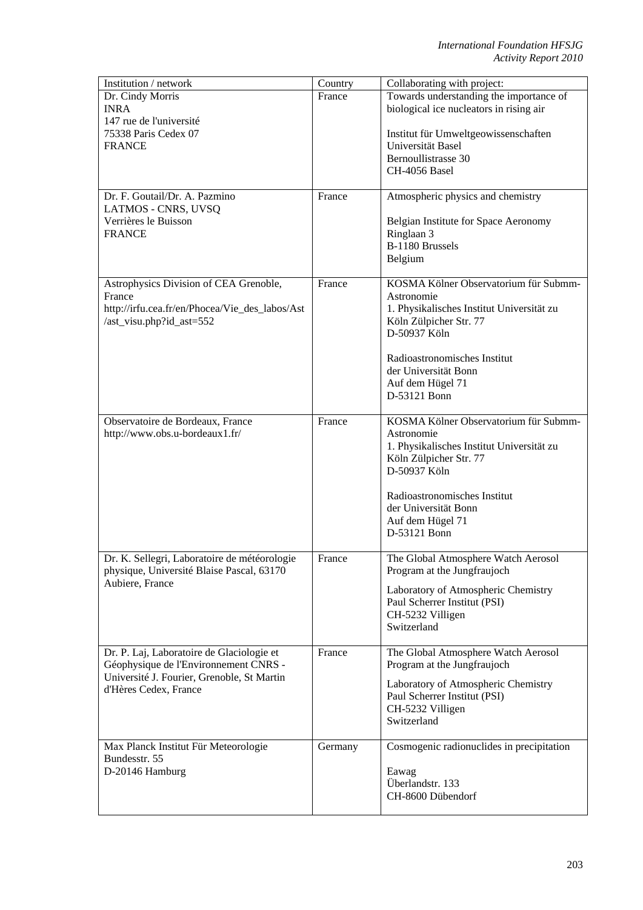| Institution / network | Country | Collaborating with project: |
|---|---|---|
| Dr. Cindy Morris<br>INRA<br>147 rue de l'université<br>75338 Paris Cedex 07<br>FRANCE | France | Towards understanding the importance of biological ice nucleators in rising air<br><br>Institut für Umweltgeowissenschaften<br>Universität Basel<br>Bernoullistrasse 30<br>CH-4056 Basel |
| Dr. F. Goutail/Dr. A. Pazmino<br>LATMOS - CNRS, UVSQ<br>Verrières le Buisson<br>FRANCE | France | Atmospheric physics and chemistry<br><br>Belgian Institute for Space Aeronomy<br>Ringlaan 3<br>B-1180 Brussels<br>Belgium |
| Astrophysics Division of CEA Grenoble, France<br>http://irfu.cea.fr/en/Phocea/Vie_des_labos/Ast/ast_visu.php?id_ast=552 | France | KOSMA Kölner Observatorium für Submm-Astronomie<br>1. Physikalisches Institut Universität zu Köln Zülpicher Str. 77<br>D-50937 Köln<br><br>Radioastronomisches Institut<br>der Universität Bonn<br>Auf dem Hügel 71<br>D-53121 Bonn |
| Observatoire de Bordeaux, France<br>http://www.obs.u-bordeaux1.fr/ | France | KOSMA Kölner Observatorium für Submm-Astronomie<br>1. Physikalisches Institut Universität zu Köln Zülpicher Str. 77<br>D-50937 Köln<br><br>Radioastronomisches Institut<br>der Universität Bonn<br>Auf dem Hügel 71<br>D-53121 Bonn |
| Dr. K. Sellegri, Laboratoire de météorologie physique, Université Blaise Pascal, 63170 Aubiere, France | France | The Global Atmosphere Watch Aerosol Program at the Jungfraujoch<br><br>Laboratory of Atmospheric Chemistry<br>Paul Scherrer Institut (PSI)<br>CH-5232 Villigen<br>Switzerland |
| Dr. P. Laj, Laboratoire de Glaciologie et Géophysique de l'Environnement CNRS - Université J. Fourier, Grenoble, St Martin d'Hères Cedex, France | France | The Global Atmosphere Watch Aerosol Program at the Jungfraujoch<br><br>Laboratory of Atmospheric Chemistry<br>Paul Scherrer Institut (PSI)<br>CH-5232 Villigen<br>Switzerland |
| Max Planck Institut Für Meteorologie<br>Bundesstr. 55<br>D-20146 Hamburg | Germany | Cosmogenic radionuclides in precipitation<br><br>Eawag<br>Überlandstr. 133<br>CH-8600 Dübendorf |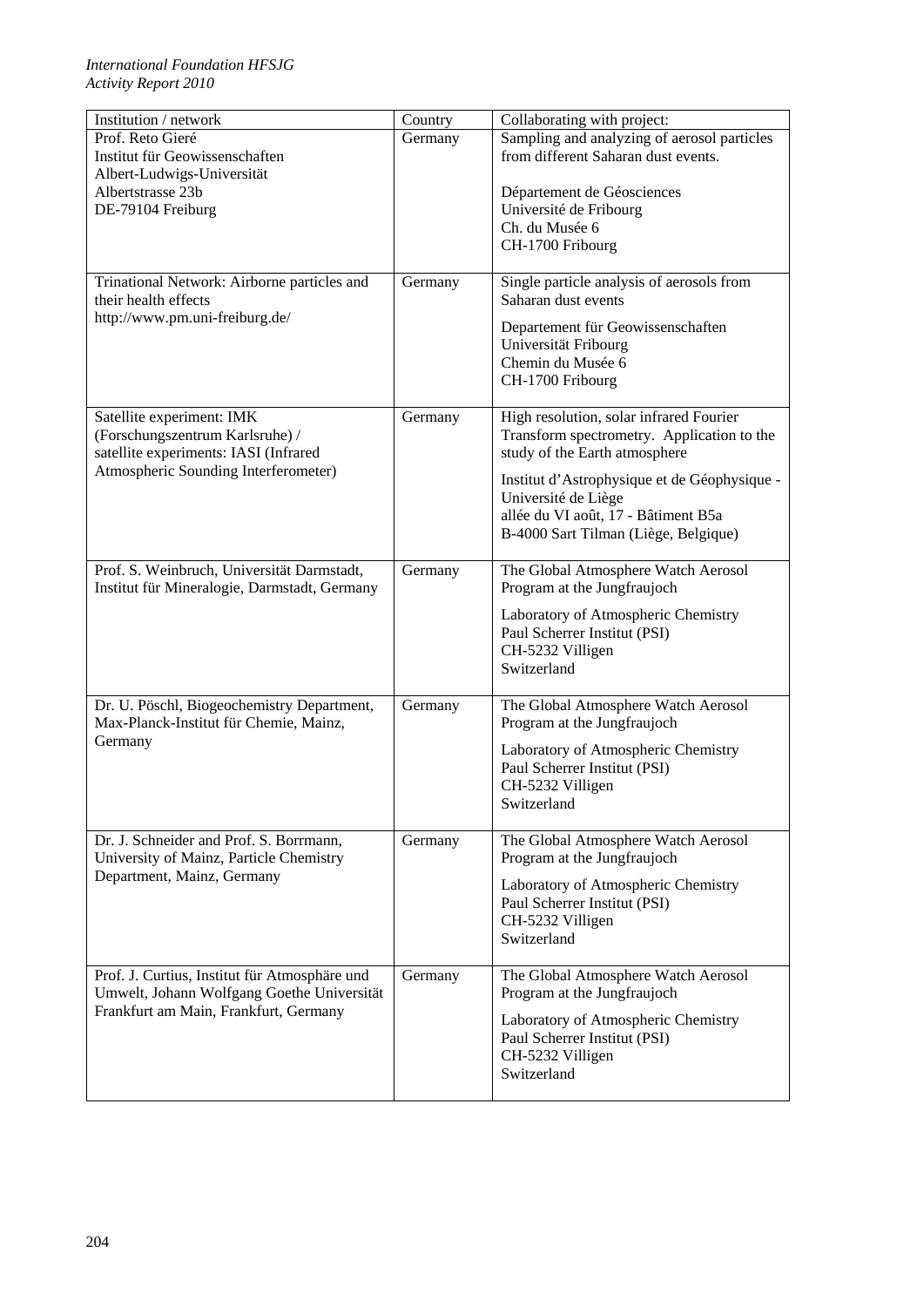| Institution / network | Country | Collaborating with project: |
|---|---|---|
| Prof. Reto Gieré<br>Institut für Geowissenschaften<br>Albert-Ludwigs-Universität<br>Albertstrasse 23b<br>DE-79104 Freiburg | Germany | Sampling and analyzing of aerosol particles from different Saharan dust events.<br><br>Département de Géosciences<br>Université de Fribourg<br>Ch. du Musée 6<br>CH-1700 Fribourg |
| Trinational Network: Airborne particles and their health effects<br>http://www.pm.uni-freiburg.de/ | Germany | Single particle analysis of aerosols from Saharan dust events<br><br>Departement für Geowissenschaften<br>Universität Fribourg<br>Chemin du Musée 6<br>CH-1700 Fribourg |
| Satellite experiment: IMK (Forschungszentrum Karlsruhe) / satellite experiments: IASI (Infrared Atmospheric Sounding Interferometer) | Germany | High resolution, solar infrared Fourier Transform spectrometry. Application to the study of the Earth atmosphere<br><br>Institut d'Astrophysique et de Géophysique - Université de Liège<br>allée du VI août, 17 - Bâtiment B5a<br>B-4000 Sart Tilman (Liège, Belgique) |
| Prof. S. Weinbruch, Universität Darmstadt, Institut für Mineralogie, Darmstadt, Germany | Germany | The Global Atmosphere Watch Aerosol Program at the Jungfraujoch<br><br>Laboratory of Atmospheric Chemistry<br>Paul Scherrer Institut (PSI)<br>CH-5232 Villigen<br>Switzerland |
| Dr. U. Pöschl, Biogeochemistry Department, Max-Planck-Institut für Chemie, Mainz, Germany | Germany | The Global Atmosphere Watch Aerosol Program at the Jungfraujoch<br><br>Laboratory of Atmospheric Chemistry<br>Paul Scherrer Institut (PSI)<br>CH-5232 Villigen<br>Switzerland |
| Dr. J. Schneider and Prof. S. Borrmann, University of Mainz, Particle Chemistry Department, Mainz, Germany | Germany | The Global Atmosphere Watch Aerosol Program at the Jungfraujoch<br><br>Laboratory of Atmospheric Chemistry<br>Paul Scherrer Institut (PSI)<br>CH-5232 Villigen<br>Switzerland |
| Prof. J. Curtius, Institut für Atmosphäre und Umwelt, Johann Wolfgang Goethe Universität Frankfurt am Main, Frankfurt, Germany | Germany | The Global Atmosphere Watch Aerosol Program at the Jungfraujoch<br><br>Laboratory of Atmospheric Chemistry<br>Paul Scherrer Institut (PSI)<br>CH-5232 Villigen<br>Switzerland |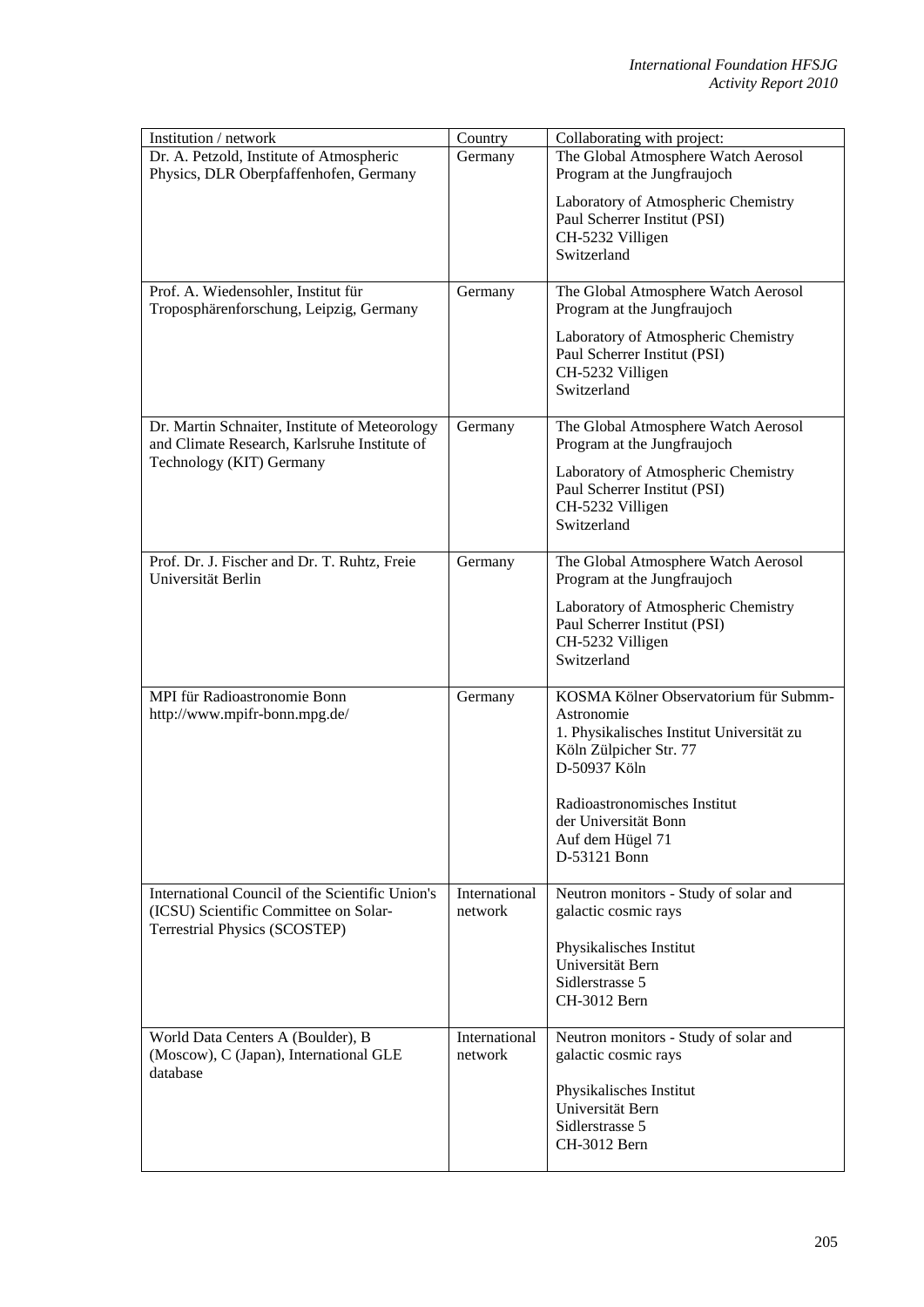| Institution / network | Country | Collaborating with project: |
|---|---|---|
| Dr. A. Petzold, Institute of Atmospheric Physics, DLR Oberpfaffenhofen, Germany | Germany | The Global Atmosphere Watch Aerosol Program at the Jungfraujoch<br><br>Laboratory of Atmospheric Chemistry<br>Paul Scherrer Institut (PSI)<br>CH-5232 Villigen<br>Switzerland |
| Prof. A. Wiedensohler, Institut für Troposphärenforschung, Leipzig, Germany | Germany | The Global Atmosphere Watch Aerosol Program at the Jungfraujoch<br><br>Laboratory of Atmospheric Chemistry<br>Paul Scherrer Institut (PSI)<br>CH-5232 Villigen<br>Switzerland |
| Dr. Martin Schnaiter, Institute of Meteorology and Climate Research, Karlsruhe Institute of Technology (KIT) Germany | Germany | The Global Atmosphere Watch Aerosol Program at the Jungfraujoch<br><br>Laboratory of Atmospheric Chemistry<br>Paul Scherrer Institut (PSI)<br>CH-5232 Villigen<br>Switzerland |
| Prof. Dr. J. Fischer and Dr. T. Ruhtz, Freie Universität Berlin | Germany | The Global Atmosphere Watch Aerosol Program at the Jungfraujoch<br><br>Laboratory of Atmospheric Chemistry<br>Paul Scherrer Institut (PSI)<br>CH-5232 Villigen<br>Switzerland |
| MPI für Radioastronomie Bonn<br>http://www.mpifr-bonn.mpg.de/ | Germany | KOSMA Kölner Observatorium für Submm-Astronomie<br>1. Physikalisches Institut Universität zu Köln Zülpicher Str. 77<br>D-50937 Köln<br><br>Radioastronomisches Institut<br>der Universität Bonn<br>Auf dem Hügel 71<br>D-53121 Bonn |
| International Council of the Scientific Union's (ICSU) Scientific Committee on Solar-Terrestrial Physics (SCOSTEP) | International network | Neutron monitors - Study of solar and galactic cosmic rays<br><br>Physikalisches Institut<br>Universität Bern<br>Sidlerstrasse 5<br>CH-3012 Bern |
| World Data Centers A (Boulder), B (Moscow), C (Japan), International GLE database | International network | Neutron monitors - Study of solar and galactic cosmic rays<br><br>Physikalisches Institut<br>Universität Bern<br>Sidlerstrasse 5<br>CH-3012 Bern |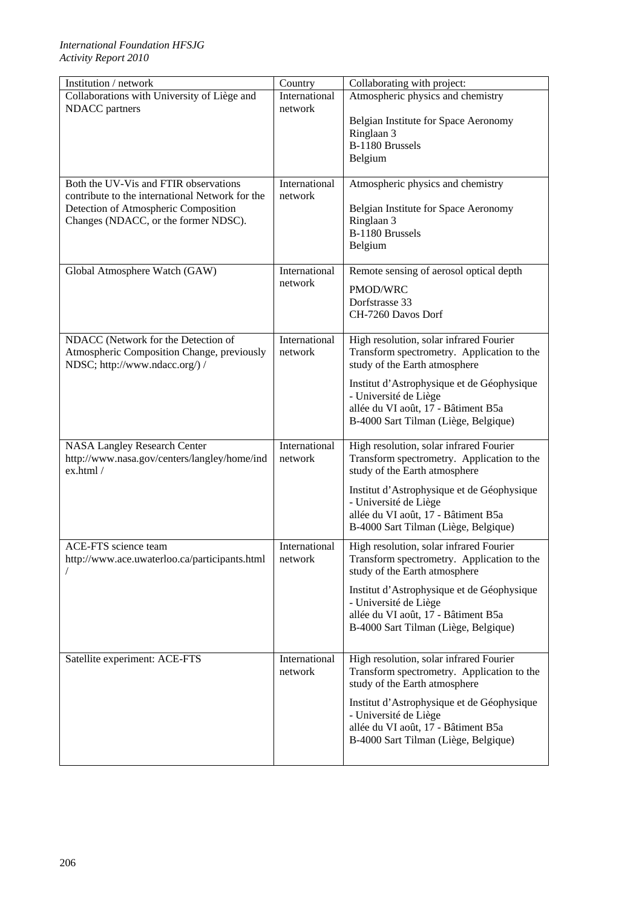| Institution / network | Country | Collaborating with project: |
|---|---|---|
| Collaborations with University of Liège and NDACC partners | International network | Atmospheric physics and chemistry<br><br>Belgian Institute for Space Aeronomy<br>Ringlaan 3<br>B-1180 Brussels<br>Belgium |
| Both the UV-Vis and FTIR observations contribute to the international Network for the Detection of Atmospheric Composition Changes (NDACC, or the former NDSC). | International network | Atmospheric physics and chemistry<br><br>Belgian Institute for Space Aeronomy<br>Ringlaan 3<br>B-1180 Brussels<br>Belgium |
| Global Atmosphere Watch (GAW) | International network | Remote sensing of aerosol optical depth<br><br>PMOD/WRC<br>Dorfstrasse 33<br>CH-7260 Davos Dorf |
| NDACC (Network for the Detection of Atmospheric Composition Change, previously NDSC; http://www.ndacc.org/) / | International network | High resolution, solar infrared Fourier Transform spectrometry. Application to the study of the Earth atmosphere<br><br>Institut d'Astrophysique et de Géophysique - Université de Liège<br>allée du VI août, 17 - Bâtiment B5a<br>B-4000 Sart Tilman (Liège, Belgique) |
| NASA Langley Research Center http://www.nasa.gov/centers/langley/home/index.html / | International network | High resolution, solar infrared Fourier Transform spectrometry. Application to the study of the Earth atmosphere<br><br>Institut d'Astrophysique et de Géophysique - Université de Liège<br>allée du VI août, 17 - Bâtiment B5a<br>B-4000 Sart Tilman (Liège, Belgique) |
| ACE-FTS science team http://www.ace.uwaterloo.ca/participants.html / | International network | High resolution, solar infrared Fourier Transform spectrometry. Application to the study of the Earth atmosphere<br><br>Institut d'Astrophysique et de Géophysique - Université de Liège<br>allée du VI août, 17 - Bâtiment B5a<br>B-4000 Sart Tilman (Liège, Belgique) |
| Satellite experiment: ACE-FTS | International network | High resolution, solar infrared Fourier Transform spectrometry. Application to the study of the Earth atmosphere<br><br>Institut d'Astrophysique et de Géophysique - Université de Liège<br>allée du VI août, 17 - Bâtiment B5a<br>B-4000 Sart Tilman (Liège, Belgique) |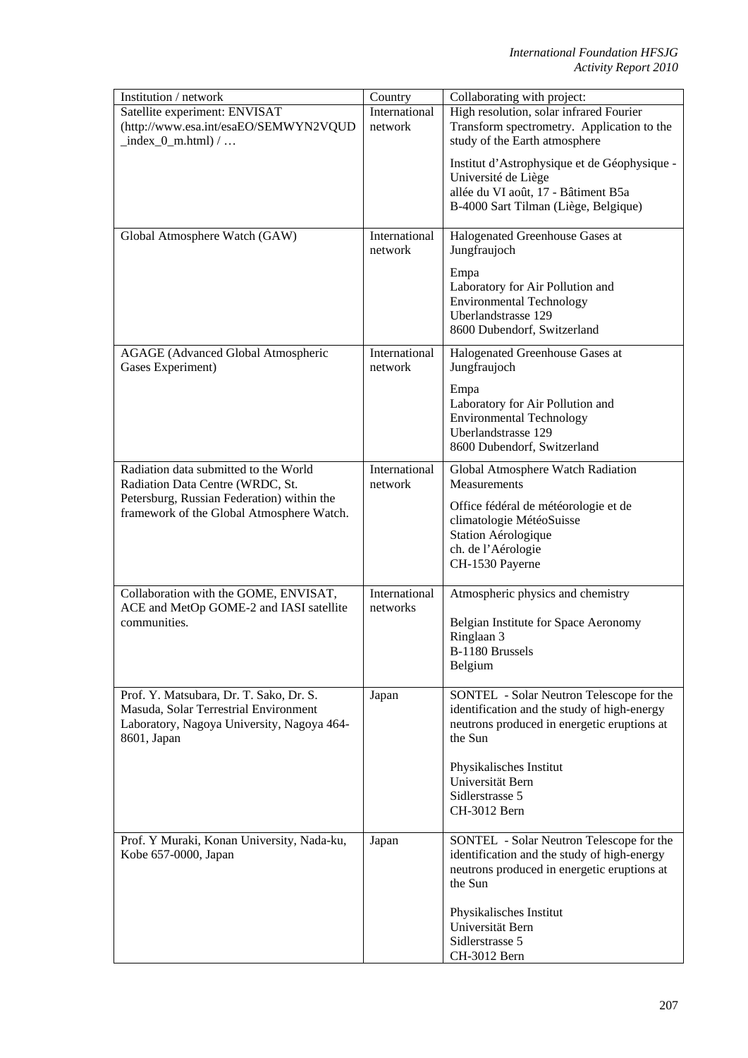| Institution / network | Country | Collaborating with project: |
|---|---|---|
| Satellite experiment: ENVISAT (http://www.esa.int/esaEO/SEMWYN2VQUD_index_0_m.html) / … | International network | High resolution, solar infrared Fourier Transform spectrometry. Application to the study of the Earth atmosphere<br><br>Institut d'Astrophysique et de Géophysique - Université de Liège<br>allée du VI août, 17 - Bâtiment B5a<br>B-4000 Sart Tilman (Liège, Belgique) |
| Global Atmosphere Watch (GAW) | International network | Halogenated Greenhouse Gases at Jungfraujoch<br><br>Empa<br>Laboratory for Air Pollution and Environmental Technology<br>Uberlandstrasse 129<br>8600 Dubendorf, Switzerland |
| AGAGE (Advanced Global Atmospheric Gases Experiment) | International network | Halogenated Greenhouse Gases at Jungfraujoch<br><br>Empa<br>Laboratory for Air Pollution and Environmental Technology<br>Uberlandstrasse 129<br>8600 Dubendorf, Switzerland |
| Radiation data submitted to the World Radiation Data Centre (WRDC, St. Petersburg, Russian Federation) within the framework of the Global Atmosphere Watch. | International network | Global Atmosphere Watch Radiation Measurements<br><br>Office fédéral de météorologie et de climatologie MétéoSuisse<br>Station Aérologique<br>ch. de l'Aérologie<br>CH-1530 Payerne |
| Collaboration with the GOME, ENVISAT, ACE and MetOp GOME-2 and IASI satellite communities. | International networks | Atmospheric physics and chemistry<br><br>Belgian Institute for Space Aeronomy<br>Ringlaan 3<br>B-1180 Brussels<br>Belgium |
| Prof. Y. Matsubara, Dr. T. Sako, Dr. S. Masuda, Solar Terrestrial Environment Laboratory, Nagoya University, Nagoya 464-8601, Japan | Japan | SONTEL - Solar Neutron Telescope for the identification and the study of high-energy neutrons produced in energetic eruptions at the Sun<br><br>Physikalisches Institut<br>Universität Bern<br>Sidlerstrasse 5<br>CH-3012 Bern |
| Prof. Y Muraki, Konan University, Nada-ku, Kobe 657-0000, Japan | Japan | SONTEL - Solar Neutron Telescope for the identification and the study of high-energy neutrons produced in energetic eruptions at the Sun<br><br>Physikalisches Institut<br>Universität Bern<br>Sidlerstrasse 5<br>CH-3012 Bern |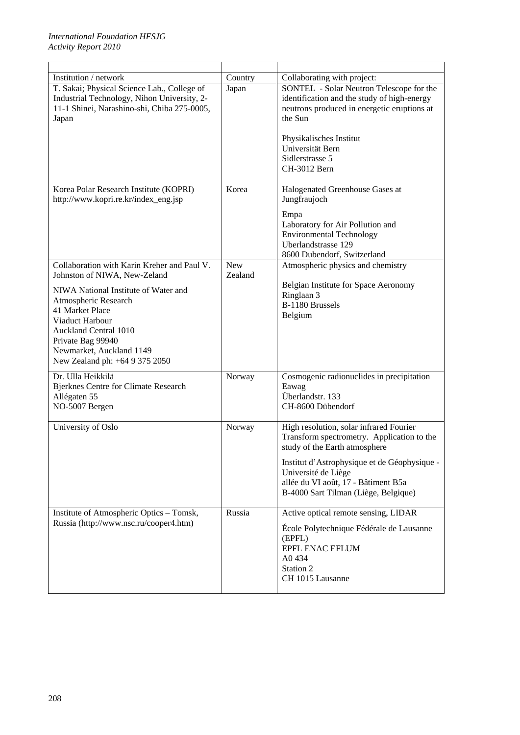| | | |
|---|---|---|
| Institution / network | Country | Collaborating with project: |
| T. Sakai; Physical Science Lab., College of Industrial Technology, Nihon University, 2-11-1 Shinei, Narashino-shi, Chiba 275-0005, Japan | Japan | SONTEL - Solar Neutron Telescope for the identification and the study of high-energy neutrons produced in energetic eruptions at the Sun<br><br>Physikalisches Institut<br>Universität Bern<br>Sidlerstrasse 5<br>CH-3012 Bern |
| Korea Polar Research Institute (KOPRI)<br>http://www.kopri.re.kr/index_eng.jsp | Korea | Halogenated Greenhouse Gases at Jungfraujoch<br><br>Empa<br>Laboratory for Air Pollution and Environmental Technology<br>Uberlandstrasse 129<br>8600 Dubendorf, Switzerland |
| Collaboration with Karin Kreher and Paul V. Johnston of NIWA, New-Zeland<br><br>NIWA National Institute of Water and Atmospheric Research<br>41 Market Place<br>Viaduct Harbour<br>Auckland Central 1010<br>Private Bag 99940<br>Newmarket, Auckland 1149<br>New Zealand ph: +64 9 375 2050 | New Zealand | Atmospheric physics and chemistry<br><br>Belgian Institute for Space Aeronomy<br>Ringlaan 3<br>B-1180 Brussels<br>Belgium |
| Dr. Ulla Heikkilä<br>Bjerknes Centre for Climate Research<br>Allégaten 55<br>NO-5007 Bergen | Norway | Cosmogenic radionuclides in precipitation<br>Eawag<br>Überlandstr. 133<br>CH-8600 Dübendorf |
| University of Oslo | Norway | High resolution, solar infrared Fourier Transform spectrometry. Application to the study of the Earth atmosphere<br><br>Institut d'Astrophysique et de Géophysique - Université de Liège<br>allée du VI août, 17 - Bâtiment B5a<br>B-4000 Sart Tilman (Liège, Belgique) |
| Institute of Atmospheric Optics – Tomsk, Russia (http://www.nsc.ru/cooper4.htm) | Russia | Active optical remote sensing, LIDAR<br><br>École Polytechnique Fédérale de Lausanne (EPFL)<br>EPFL ENAC EFLUM<br>A0 434<br>Station 2<br>CH 1015 Lausanne |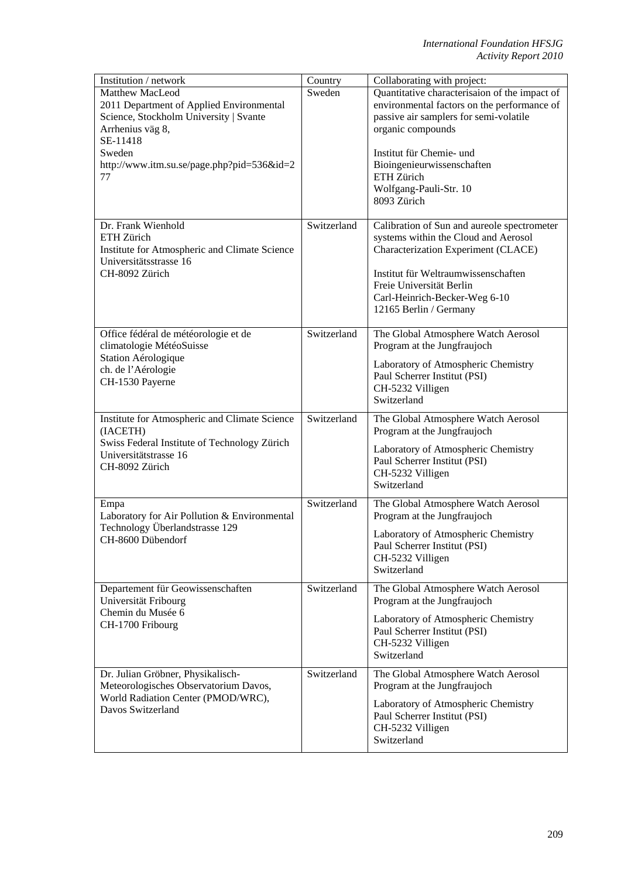| Institution / network | Country | Collaborating with project: |
|---|---|---|
| Matthew MacLeod<br>2011 Department of Applied Environmental Science, Stockholm University \| Svante Arrhenius väg 8,<br>SE-11418<br>Sweden<br>http://www.itm.su.se/page.php?pid=536&id=277 | Sweden | Quantitative characterisaion of the impact of environmental factors on the performance of passive air samplers for semi-volatile organic compounds<br><br>Institut für Chemie- und Bioingenieurwissenschaften<br>ETH Zürich<br>Wolfgang-Pauli-Str. 10<br>8093 Zürich |
| Dr. Frank Wienhold<br>ETH Zürich<br>Institute for Atmospheric and Climate Science<br>Universitätsstrasse 16<br>CH-8092 Zürich | Switzerland | Calibration of Sun and aureole spectrometer systems within the Cloud and Aerosol Characterization Experiment (CLACE)<br><br>Institut für Weltraumwissenschaften<br>Freie Universität Berlin<br>Carl-Heinrich-Becker-Weg 6-10<br>12165 Berlin / Germany |
| Office fédéral de météorologie et de climatologie MétéoSuisse<br>Station Aérologique<br>ch. de l'Aérologie<br>CH-1530 Payerne | Switzerland | The Global Atmosphere Watch Aerosol Program at the Jungfraujoch<br><br>Laboratory of Atmospheric Chemistry<br>Paul Scherrer Institut (PSI)<br>CH-5232 Villigen<br>Switzerland |
| Institute for Atmospheric and Climate Science (IACETH)<br>Swiss Federal Institute of Technology Zürich<br>Universitätstrasse 16<br>CH-8092 Zürich | Switzerland | The Global Atmosphere Watch Aerosol Program at the Jungfraujoch<br><br>Laboratory of Atmospheric Chemistry<br>Paul Scherrer Institut (PSI)<br>CH-5232 Villigen<br>Switzerland |
| Empa<br>Laboratory for Air Pollution & Environmental Technology Überlandstrasse 129<br>CH-8600 Dübendorf | Switzerland | The Global Atmosphere Watch Aerosol Program at the Jungfraujoch<br><br>Laboratory of Atmospheric Chemistry<br>Paul Scherrer Institut (PSI)<br>CH-5232 Villigen<br>Switzerland |
| Departement für Geowissenschaften<br>Universität Fribourg<br>Chemin du Musée 6<br>CH-1700 Fribourg | Switzerland | The Global Atmosphere Watch Aerosol Program at the Jungfraujoch<br><br>Laboratory of Atmospheric Chemistry<br>Paul Scherrer Institut (PSI)<br>CH-5232 Villigen<br>Switzerland |
| Dr. Julian Gröbner, Physikalisch-Meteorologisches Observatorium Davos, World Radiation Center (PMOD/WRC), Davos Switzerland | Switzerland | The Global Atmosphere Watch Aerosol Program at the Jungfraujoch<br><br>Laboratory of Atmospheric Chemistry<br>Paul Scherrer Institut (PSI)<br>CH-5232 Villigen<br>Switzerland |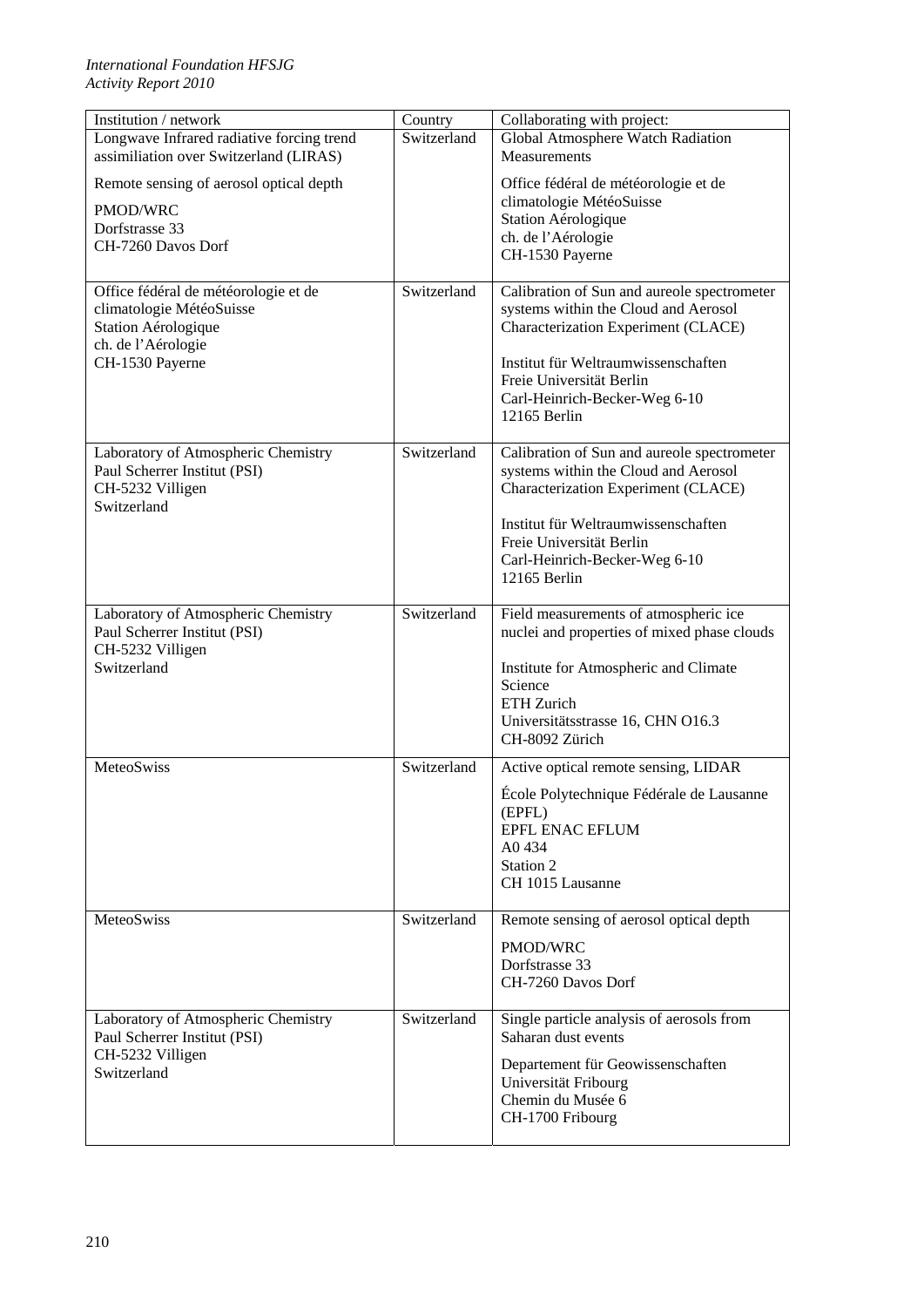| Institution / network | Country | Collaborating with project: |
|---|---|---|
| Longwave Infrared radiative forcing trend assimiliation over Switzerland (LIRAS)<br><br>Remote sensing of aerosol optical depth<br><br>PMOD/WRC<br>Dorfstrasse 33<br>CH-7260 Davos Dorf | Switzerland | Global Atmosphere Watch Radiation Measurements<br><br>Office fédéral de météorologie et de climatologie MétéoSuisse<br>Station Aérologique<br>ch. de l'Aérologie<br>CH-1530 Payerne |
| Office fédéral de météorologie et de climatologie MétéoSuisse<br>Station Aérologique<br>ch. de l'Aérologie<br>CH-1530 Payerne | Switzerland | Calibration of Sun and aureole spectrometer systems within the Cloud and Aerosol Characterization Experiment (CLACE)<br><br>Institut für Weltraumwissenschaften<br>Freie Universität Berlin<br>Carl-Heinrich-Becker-Weg 6-10<br>12165 Berlin |
| Laboratory of Atmospheric Chemistry<br>Paul Scherrer Institut (PSI)<br>CH-5232 Villigen<br>Switzerland | Switzerland | Calibration of Sun and aureole spectrometer systems within the Cloud and Aerosol Characterization Experiment (CLACE)<br><br>Institut für Weltraumwissenschaften<br>Freie Universität Berlin<br>Carl-Heinrich-Becker-Weg 6-10<br>12165 Berlin |
| Laboratory of Atmospheric Chemistry<br>Paul Scherrer Institut (PSI)<br>CH-5232 Villigen<br>Switzerland | Switzerland | Field measurements of atmospheric ice nuclei and properties of mixed phase clouds<br><br>Institute for Atmospheric and Climate Science<br>ETH Zurich<br>Universitätsstrasse 16, CHN O16.3<br>CH-8092 Zürich |
| MeteoSwiss | Switzerland | Active optical remote sensing, LIDAR<br><br>École Polytechnique Fédérale de Lausanne (EPFL)<br>EPFL ENAC EFLUM<br>A0 434<br>Station 2<br>CH 1015 Lausanne |
| MeteoSwiss | Switzerland | Remote sensing of aerosol optical depth<br><br>PMOD/WRC<br>Dorfstrasse 33<br>CH-7260 Davos Dorf |
| Laboratory of Atmospheric Chemistry<br>Paul Scherrer Institut (PSI)<br>CH-5232 Villigen<br>Switzerland | Switzerland | Single particle analysis of aerosols from Saharan dust events<br><br>Departement für Geowissenschaften<br>Universität Fribourg<br>Chemin du Musée 6<br>CH-1700 Fribourg |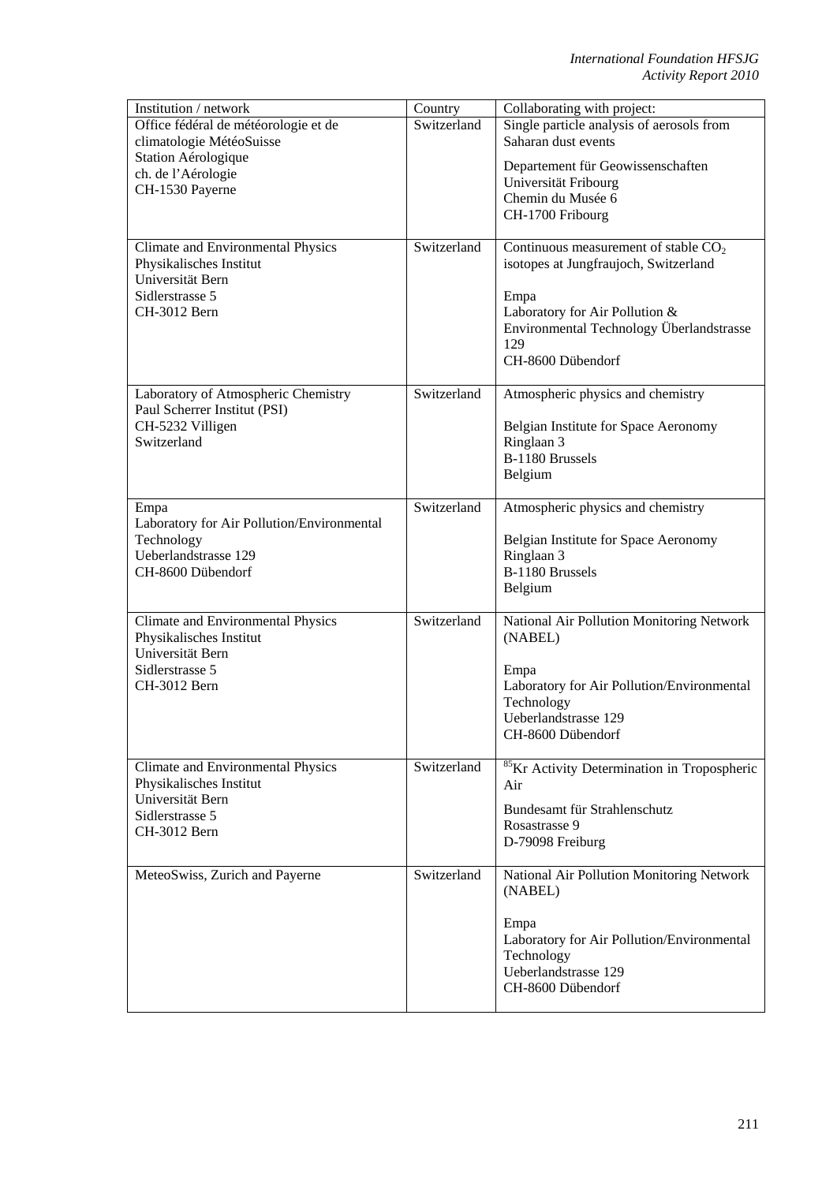| Institution / network | Country | Collaborating with project: |
|---|---|---|
| Office fédéral de météorologie et de climatologie MétéoSuisse<br>Station Aérologique<br>ch. de l'Aérologie<br>CH-1530 Payerne | Switzerland | Single particle analysis of aerosols from Saharan dust events<br><br>Departement für Geowissenschaften<br>Universität Fribourg<br>Chemin du Musée 6<br>CH-1700 Fribourg |
| Climate and Environmental Physics<br>Physikalisches Institut<br>Universität Bern<br>Sidlerstrasse 5<br>CH-3012 Bern | Switzerland | Continuous measurement of stable $CO_2$ isotopes at Jungfraujoch, Switzerland<br><br>Empa<br>Laboratory for Air Pollution & Environmental Technology Überlandstrasse 129<br>CH-8600 Dübendorf |
| Laboratory of Atmospheric Chemistry<br>Paul Scherrer Institut (PSI)<br>CH-5232 Villigen<br>Switzerland | Switzerland | Atmospheric physics and chemistry<br><br>Belgian Institute for Space Aeronomy<br>Ringlaan 3<br>B-1180 Brussels<br>Belgium |
| Empa<br>Laboratory for Air Pollution/Environmental Technology<br>Ueberlandstrasse 129<br>CH-8600 Dübendorf | Switzerland | Atmospheric physics and chemistry<br><br>Belgian Institute for Space Aeronomy<br>Ringlaan 3<br>B-1180 Brussels<br>Belgium |
| Climate and Environmental Physics<br>Physikalisches Institut<br>Universität Bern<br>Sidlerstrasse 5<br>CH-3012 Bern | Switzerland | National Air Pollution Monitoring Network (NABEL)<br><br>Empa<br>Laboratory for Air Pollution/Environmental Technology<br>Ueberlandstrasse 129<br>CH-8600 Dübendorf |
| Climate and Environmental Physics<br>Physikalisches Institut<br>Universität Bern<br>Sidlerstrasse 5<br>CH-3012 Bern | Switzerland | $^{85}$Kr Activity Determination in Tropospheric Air<br><br>Bundesamt für Strahlenschutz<br>Rosastrasse 9<br>D-79098 Freiburg |
| MeteoSwiss, Zurich and Payerne | Switzerland | National Air Pollution Monitoring Network (NABEL)<br><br>Empa<br>Laboratory for Air Pollution/Environmental Technology<br>Ueberlandstrasse 129<br>CH-8600 Dübendorf |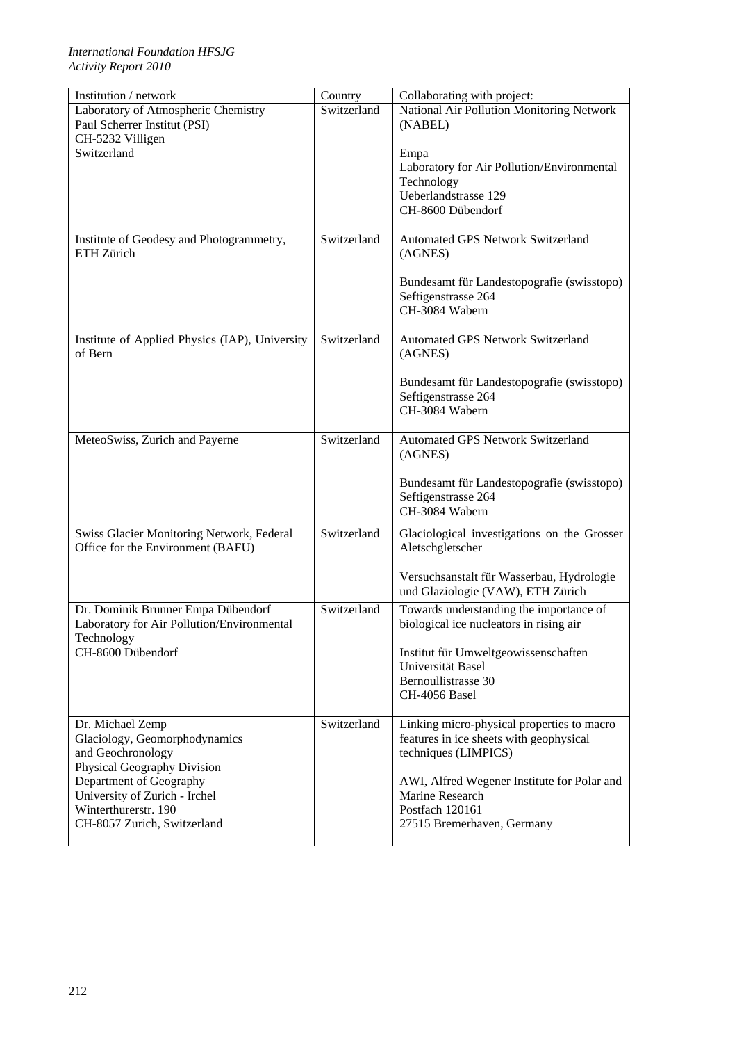| Institution / network | Country | Collaborating with project: |
|---|---|---|
| Laboratory of Atmospheric Chemistry<br>Paul Scherrer Institut (PSI)<br>CH-5232 Villigen<br>Switzerland | Switzerland | National Air Pollution Monitoring Network (NABEL)<br><br>Empa<br>Laboratory for Air Pollution/Environmental Technology<br>Ueberlandstrasse 129<br>CH-8600 Dübendorf |
| Institute of Geodesy and Photogrammetry, ETH Zürich | Switzerland | Automated GPS Network Switzerland (AGNES)<br><br>Bundesamt für Landestopografie (swisstopo)<br>Seftigenstrasse 264<br>CH-3084 Wabern |
| Institute of Applied Physics (IAP), University of Bern | Switzerland | Automated GPS Network Switzerland (AGNES)<br><br>Bundesamt für Landestopografie (swisstopo)<br>Seftigenstrasse 264<br>CH-3084 Wabern |
| MeteoSwiss, Zurich and Payerne | Switzerland | Automated GPS Network Switzerland (AGNES)<br><br>Bundesamt für Landestopografie (swisstopo)<br>Seftigenstrasse 264<br>CH-3084 Wabern |
| Swiss Glacier Monitoring Network, Federal Office for the Environment (BAFU) | Switzerland | Glaciological investigations on the Grosser Aletschgletscher<br><br>Versuchsanstalt für Wasserbau, Hydrologie und Glaziologie (VAW), ETH Zürich |
| Dr. Dominik Brunner Empa Dübendorf<br>Laboratory for Air Pollution/Environmental Technology<br>CH-8600 Dübendorf | Switzerland | Towards understanding the importance of biological ice nucleators in rising air<br><br>Institut für Umweltgeowissenschaften<br>Universität Basel<br>Bernoullistrasse 30<br>CH-4056 Basel |
| Dr. Michael Zemp<br>Glaciology, Geomorphodynamics and Geochronology<br>Physical Geography Division<br>Department of Geography<br>University of Zurich - Irchel<br>Winterthurerstr. 190<br>CH-8057 Zurich, Switzerland | Switzerland | Linking micro-physical properties to macro features in ice sheets with geophysical techniques (LIMPICS)<br><br>AWI, Alfred Wegener Institute for Polar and Marine Research<br>Postfach 120161<br>27515 Bremerhaven, Germany |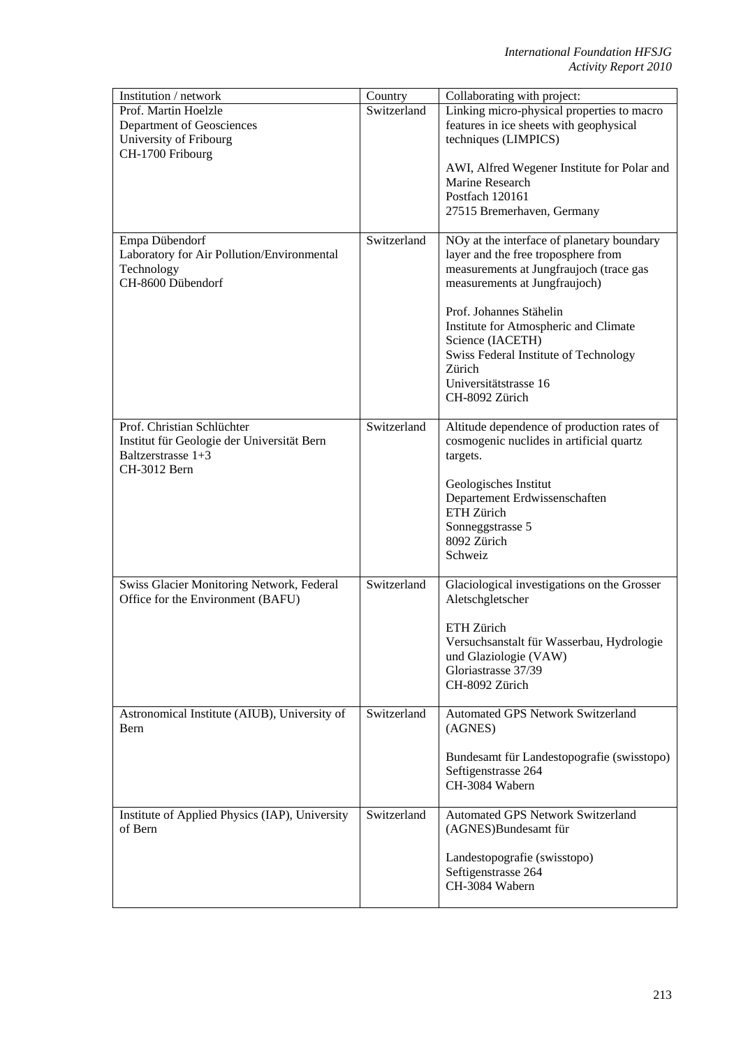| Institution / network | Country | Collaborating with project: |
|---|---|---|
| Prof. Martin Hoelzle<br>Department of Geosciences<br>University of Fribourg<br>CH-1700 Fribourg | Switzerland | Linking micro-physical properties to macro features in ice sheets with geophysical techniques (LIMPICS)<br><br>AWI, Alfred Wegener Institute for Polar and Marine Research<br>Postfach 120161<br>27515 Bremerhaven, Germany |
| Empa Dübendorf<br>Laboratory for Air Pollution/Environmental Technology<br>CH-8600 Dübendorf | Switzerland | NOy at the interface of planetary boundary layer and the free troposphere from measurements at Jungfraujoch (trace gas measurements at Jungfraujoch)<br><br>Prof. Johannes Stähelin<br>Institute for Atmospheric and Climate Science (IACETH)<br>Swiss Federal Institute of Technology Zürich<br>Universitätstrasse 16<br>CH-8092 Zürich |
| Prof. Christian Schlüchter<br>Institut für Geologie der Universität Bern<br>Baltzerstrasse 1+3<br>CH-3012 Bern | Switzerland | Altitude dependence of production rates of cosmogenic nuclides in artificial quartz targets.<br><br>Geologisches Institut<br>Departement Erdwissenschaften<br>ETH Zürich<br>Sonneggstrasse 5<br>8092 Zürich<br>Schweiz |
| Swiss Glacier Monitoring Network, Federal Office for the Environment (BAFU) | Switzerland | Glaciological investigations on the Grosser Aletschgletscher<br><br>ETH Zürich<br>Versuchsanstalt für Wasserbau, Hydrologie und Glaziologie (VAW)<br>Gloriastrasse 37/39<br>CH-8092 Zürich |
| Astronomical Institute (AIUB), University of Bern | Switzerland | Automated GPS Network Switzerland (AGNES)<br><br>Bundesamt für Landestopografie (swisstopo)<br>Seftigenstrasse 264<br>CH-3084 Wabern |
| Institute of Applied Physics (IAP), University of Bern | Switzerland | Automated GPS Network Switzerland (AGNES)Bundesamt für<br><br>Landestopografie (swisstopo)<br>Seftigenstrasse 264<br>CH-3084 Wabern |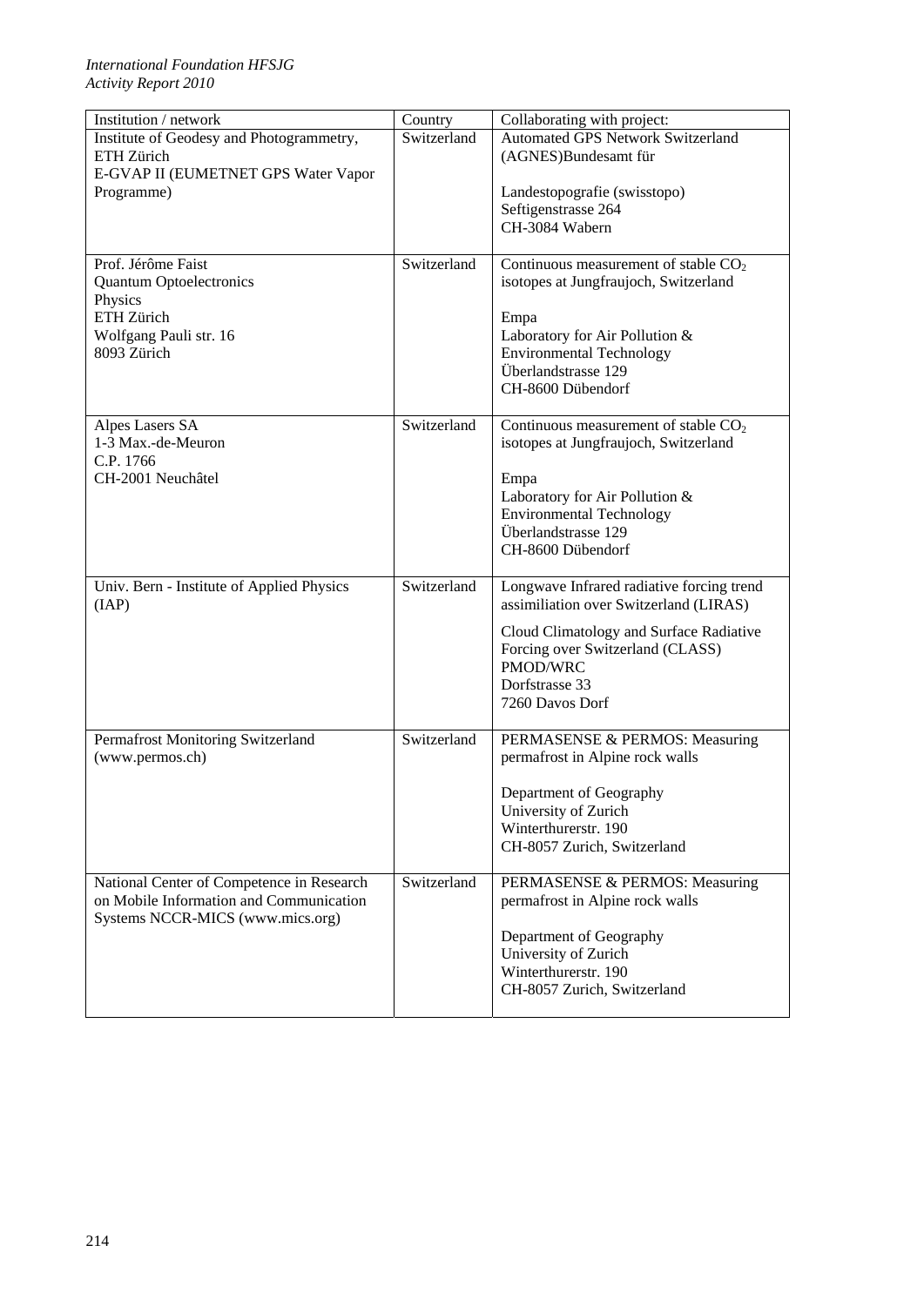| Institution / network | Country | Collaborating with project: |
|---|---|---|
| Institute of Geodesy and Photogrammetry, ETH Zürich<br>E-GVAP II (EUMETNET GPS Water Vapor Programme) | Switzerland | Automated GPS Network Switzerland (AGNES)Bundesamt für<br><br>Landestopografie (swisstopo)<br>Seftigenstrasse 264<br>CH-3084 Wabern |
| Prof. Jérôme Faist<br>Quantum Optoelectronics<br>Physics<br>ETH Zürich<br>Wolfgang Pauli str. 16<br>8093 Zürich | Switzerland | Continuous measurement of stable $CO_2$ isotopes at Jungfraujoch, Switzerland<br><br>Empa<br>Laboratory for Air Pollution & Environmental Technology<br>Überlandstrasse 129<br>CH-8600 Dübendorf |
| Alpes Lasers SA<br>1-3 Max.-de-Meuron<br>C.P. 1766<br>CH-2001 Neuchâtel | Switzerland | Continuous measurement of stable $CO_2$ isotopes at Jungfraujoch, Switzerland<br><br>Empa<br>Laboratory for Air Pollution & Environmental Technology<br>Überlandstrasse 129<br>CH-8600 Dübendorf |
| Univ. Bern - Institute of Applied Physics (IAP) | Switzerland | Longwave Infrared radiative forcing trend assimiliation over Switzerland (LIRAS)<br><br>Cloud Climatology and Surface Radiative Forcing over Switzerland (CLASS)<br>PMOD/WRC<br>Dorfstrasse 33<br>7260 Davos Dorf |
| Permafrost Monitoring Switzerland (www.permos.ch) | Switzerland | PERMASENSE & PERMOS: Measuring permafrost in Alpine rock walls<br><br>Department of Geography<br>University of Zurich<br>Winterthurerstr. 190<br>CH-8057 Zurich, Switzerland |
| National Center of Competence in Research on Mobile Information and Communication Systems NCCR-MICS (www.mics.org) | Switzerland | PERMASENSE & PERMOS: Measuring permafrost in Alpine rock walls<br><br>Department of Geography<br>University of Zurich<br>Winterthurerstr. 190<br>CH-8057 Zurich, Switzerland |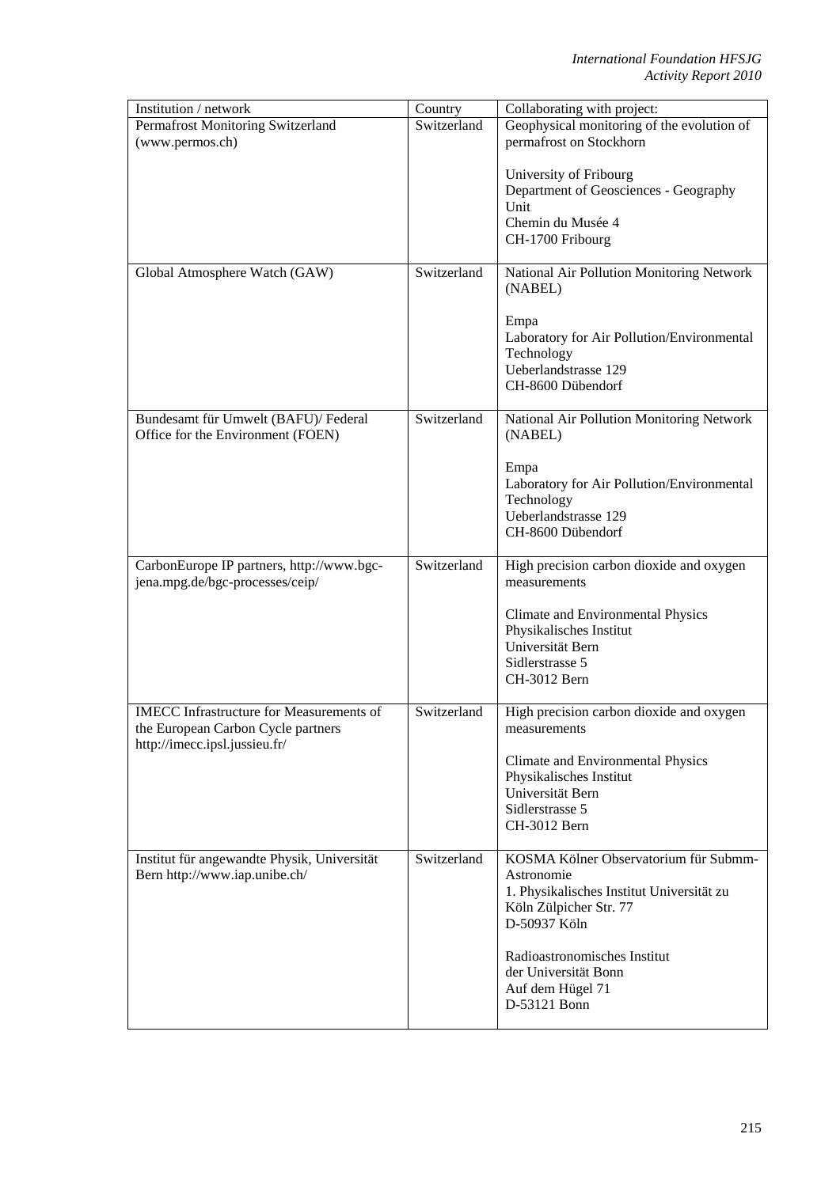| Institution / network | Country | Collaborating with project: |
|---|---|---|
| Permafrost Monitoring Switzerland (www.permos.ch) | Switzerland | Geophysical monitoring of the evolution of permafrost on Stockhorn<br><br>University of Fribourg<br>Department of Geosciences - Geography Unit<br>Chemin du Musée 4<br>CH-1700 Fribourg |
| Global Atmosphere Watch (GAW) | Switzerland | National Air Pollution Monitoring Network (NABEL)<br><br>Empa<br>Laboratory for Air Pollution/Environmental Technology<br>Ueberlandstrasse 129<br>CH-8600 Dübendorf |
| Bundesamt für Umwelt (BAFU)/ Federal Office for the Environment (FOEN) | Switzerland | National Air Pollution Monitoring Network (NABEL)<br><br>Empa<br>Laboratory for Air Pollution/Environmental Technology<br>Ueberlandstrasse 129<br>CH-8600 Dübendorf |
| CarbonEurope IP partners, http://www.bgc-jena.mpg.de/bgc-processes/ceip/ | Switzerland | High precision carbon dioxide and oxygen measurements<br><br>Climate and Environmental Physics<br>Physikalisches Institut<br>Universität Bern<br>Sidlerstrasse 5<br>CH-3012 Bern |
| IMECC Infrastructure for Measurements of the European Carbon Cycle partners http://imecc.ipsl.jussieu.fr/ | Switzerland | High precision carbon dioxide and oxygen measurements<br><br>Climate and Environmental Physics<br>Physikalisches Institut<br>Universität Bern<br>Sidlerstrasse 5<br>CH-3012 Bern |
| Institut für angewandte Physik, Universität Bern http://www.iap.unibe.ch/ | Switzerland | KOSMA Kölner Observatorium für Submm-Astronomie<br>1. Physikalisches Institut Universität zu Köln Zülpicher Str. 77<br>D-50937 Köln<br><br>Radioastronomisches Institut<br>der Universität Bonn<br>Auf dem Hügel 71<br>D-53121 Bonn |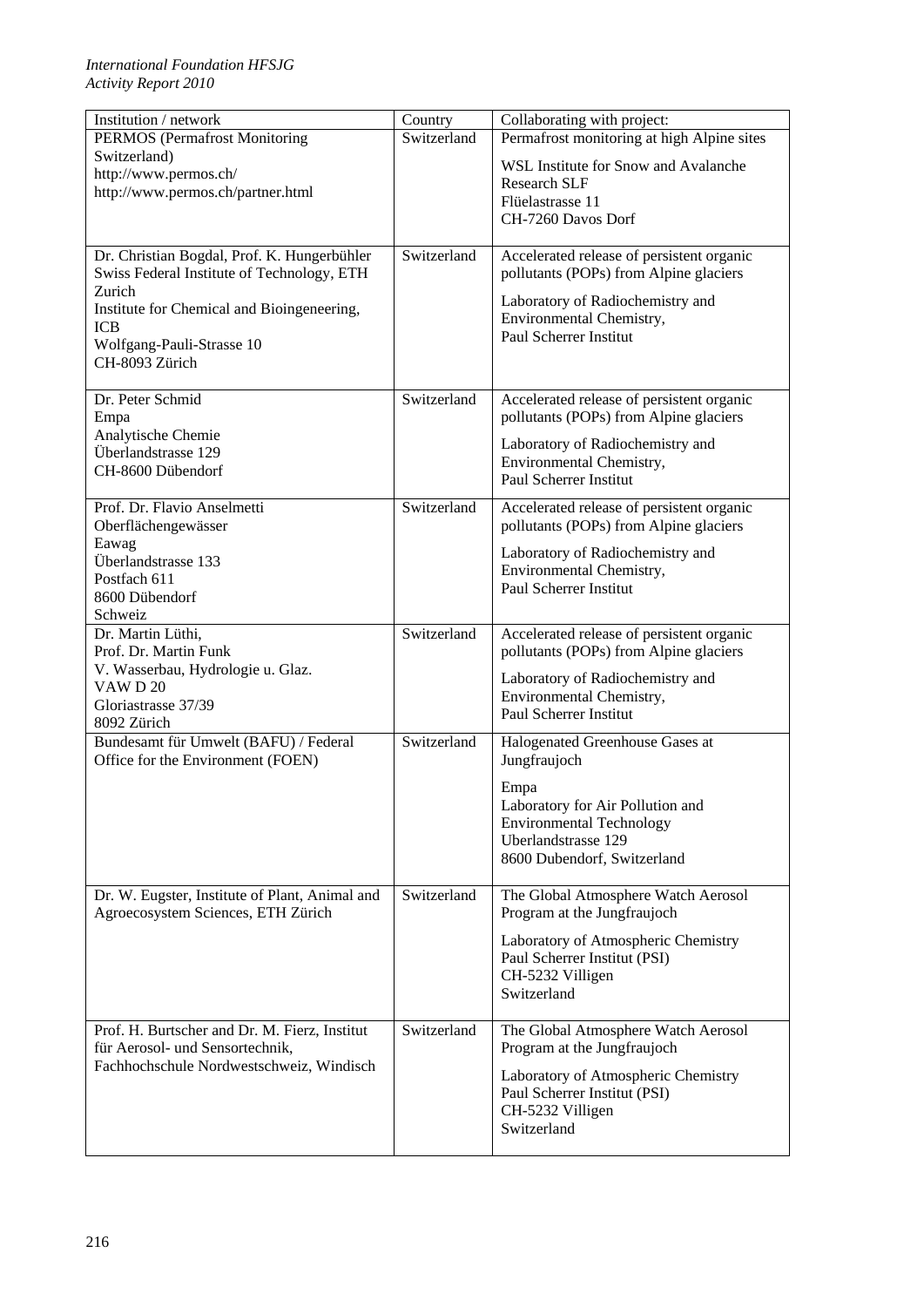| Institution / network | Country | Collaborating with project: |
|---|---|---|
| PERMOS (Permafrost Monitoring Switzerland)<br>http://www.permos.ch/<br>http://www.permos.ch/partner.html | Switzerland | Permafrost monitoring at high Alpine sites<br><br>WSL Institute for Snow and Avalanche Research SLF<br>Flüelastrasse 11<br>CH-7260 Davos Dorf |
| Dr. Christian Bogdal, Prof. K. Hungerbühler<br>Swiss Federal Institute of Technology, ETH Zurich<br>Institute for Chemical and Bioingeneering, ICB<br>Wolfgang-Pauli-Strasse 10<br>CH-8093 Zürich | Switzerland | Accelerated release of persistent organic pollutants (POPs) from Alpine glaciers<br><br>Laboratory of Radiochemistry and Environmental Chemistry,<br>Paul Scherrer Institut |
| Dr. Peter Schmid<br>Empa<br>Analytische Chemie<br>Überlandstrasse 129<br>CH-8600 Dübendorf | Switzerland | Accelerated release of persistent organic pollutants (POPs) from Alpine glaciers<br><br>Laboratory of Radiochemistry and Environmental Chemistry,<br>Paul Scherrer Institut |
| Prof. Dr. Flavio Anselmetti<br>Oberflächengewässer<br>Eawag<br>Überlandstrasse 133<br>Postfach 611<br>8600 Dübendorf<br>Schweiz | Switzerland | Accelerated release of persistent organic pollutants (POPs) from Alpine glaciers<br><br>Laboratory of Radiochemistry and Environmental Chemistry,<br>Paul Scherrer Institut |
| Dr. Martin Lüthi,<br>Prof. Dr. Martin Funk<br>V. Wasserbau, Hydrologie u. Glaz.<br>VAW D 20<br>Gloriastrasse 37/39<br>8092 Zürich | Switzerland | Accelerated release of persistent organic pollutants (POPs) from Alpine glaciers<br><br>Laboratory of Radiochemistry and Environmental Chemistry,<br>Paul Scherrer Institut |
| Bundesamt für Umwelt (BAFU) / Federal Office for the Environment (FOEN) | Switzerland | Halogenated Greenhouse Gases at Jungfraujoch<br><br>Empa<br>Laboratory for Air Pollution and Environmental Technology<br>Uberlandstrasse 129<br>8600 Dubendorf, Switzerland |
| Dr. W. Eugster, Institute of Plant, Animal and Agroecosystem Sciences, ETH Zürich | Switzerland | The Global Atmosphere Watch Aerosol Program at the Jungfraujoch<br><br>Laboratory of Atmospheric Chemistry<br>Paul Scherrer Institut (PSI)<br>CH-5232 Villigen<br>Switzerland |
| Prof. H. Burtscher and Dr. M. Fierz, Institut für Aerosol- und Sensortechnik, Fachhochschule Nordwestschweiz, Windisch | Switzerland | The Global Atmosphere Watch Aerosol Program at the Jungfraujoch<br><br>Laboratory of Atmospheric Chemistry<br>Paul Scherrer Institut (PSI)<br>CH-5232 Villigen<br>Switzerland |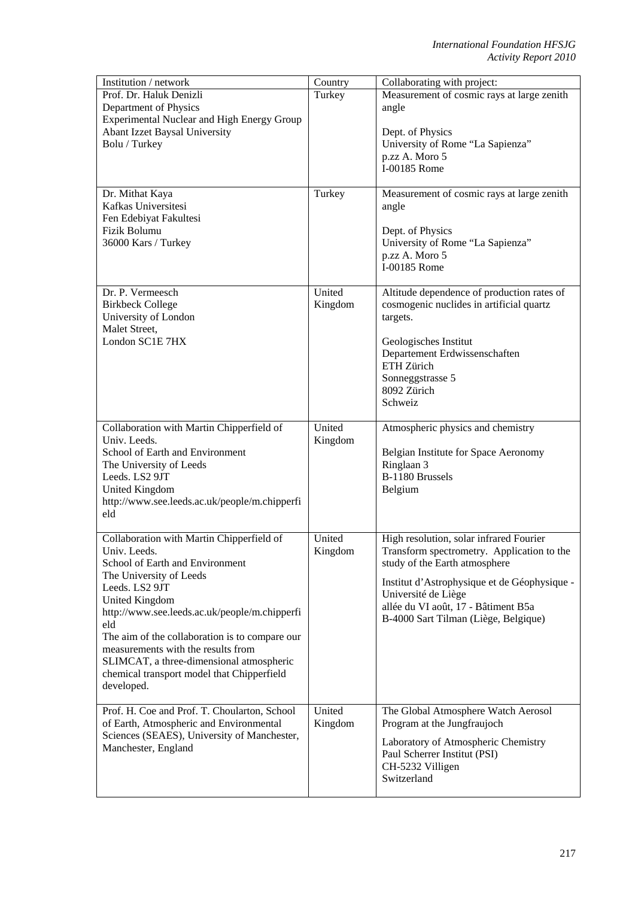| Institution / network | Country | Collaborating with project: |
|---|---|---|
| Prof. Dr. Haluk Denizli<br>Department of Physics<br>Experimental Nuclear and High Energy Group<br>Abant Izzet Baysal University<br>Bolu / Turkey | Turkey | Measurement of cosmic rays at large zenith angle<br><br>Dept. of Physics<br>University of Rome "La Sapienza"<br>p.zz A. Moro 5<br>I-00185 Rome |
| Dr. Mithat Kaya<br>Kafkas Universitesi<br>Fen Edebiyat Fakultesi<br>Fizik Bolumu<br>36000 Kars / Turkey | Turkey | Measurement of cosmic rays at large zenith angle<br><br>Dept. of Physics<br>University of Rome "La Sapienza"<br>p.zz A. Moro 5<br>I-00185 Rome |
| Dr. P. Vermeesch<br>Birkbeck College<br>University of London<br>Malet Street,<br>London SC1E 7HX | United Kingdom | Altitude dependence of production rates of cosmogenic nuclides in artificial quartz targets.<br><br>Geologisches Institut<br>Departement Erdwissenschaften<br>ETH Zürich<br>Sonneggstrasse 5<br>8092 Zürich<br>Schweiz |
| Collaboration with Martin Chipperfield of Univ. Leeds.<br>School of Earth and Environment<br>The University of Leeds<br>Leeds. LS2 9JT<br>United Kingdom<br>http://www.see.leeds.ac.uk/people/m.chipperfield | United Kingdom | Atmospheric physics and chemistry<br><br>Belgian Institute for Space Aeronomy<br>Ringlaan 3<br>B-1180 Brussels<br>Belgium |
| Collaboration with Martin Chipperfield of Univ. Leeds.<br>School of Earth and Environment<br>The University of Leeds<br>Leeds. LS2 9JT<br>United Kingdom<br>http://www.see.leeds.ac.uk/people/m.chipperfield<br>The aim of the collaboration is to compare our measurements with the results from SLIMCAT, a three-dimensional atmospheric chemical transport model that Chipperfield developed. | United Kingdom | High resolution, solar infrared Fourier Transform spectrometry. Application to the study of the Earth atmosphere<br><br>Institut d'Astrophysique et de Géophysique - Université de Liège<br>allée du VI août, 17 - Bâtiment B5a<br>B-4000 Sart Tilman (Liège, Belgique) |
| Prof. H. Coe and Prof. T. Choularton, School of Earth, Atmospheric and Environmental Sciences (SEAES), University of Manchester, Manchester, England | United Kingdom | The Global Atmosphere Watch Aerosol Program at the Jungfraujoch<br><br>Laboratory of Atmospheric Chemistry<br>Paul Scherrer Institut (PSI)<br>CH-5232 Villigen<br>Switzerland |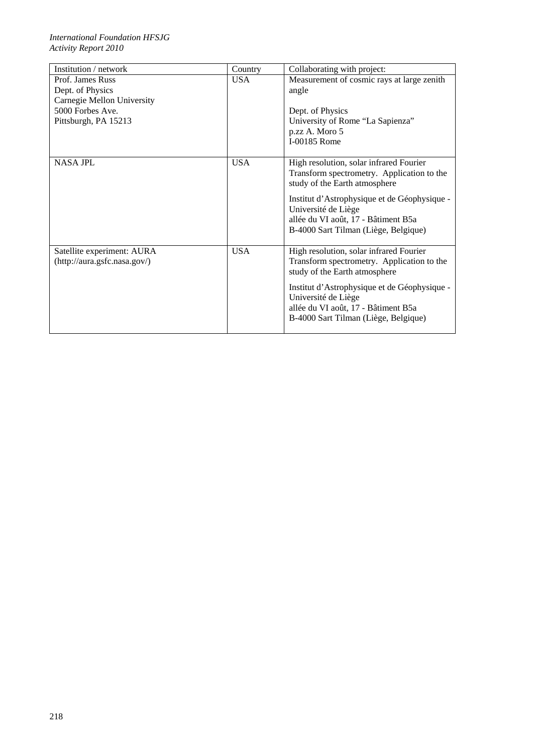| Institution / network | Country | Collaborating with project: |
|---|---|---|
| Prof. James Russ<br>Dept. of Physics<br>Carnegie Mellon University<br>5000 Forbes Ave.<br>Pittsburgh, PA 15213 | USA | Measurement of cosmic rays at large zenith angle<br><br>Dept. of Physics<br>University of Rome “La Sapienza”<br>p.zz A. Moro 5<br>I-00185 Rome |
| NASA JPL | USA | High resolution, solar infrared Fourier Transform spectrometry. Application to the study of the Earth atmosphere<br><br>Institut d’Astrophysique et de Géophysique - Université de Liège<br>allée du VI août, 17 - Bâtiment B5a<br>B-4000 Sart Tilman (Liège, Belgique) |
| Satellite experiment: AURA<br>(http://aura.gsfc.nasa.gov/) | USA | High resolution, solar infrared Fourier Transform spectrometry. Application to the study of the Earth atmosphere<br><br>Institut d’Astrophysique et de Géophysique - Université de Liège<br>allée du VI août, 17 - Bâtiment B5a<br>B-4000 Sart Tilman (Liège, Belgique) |